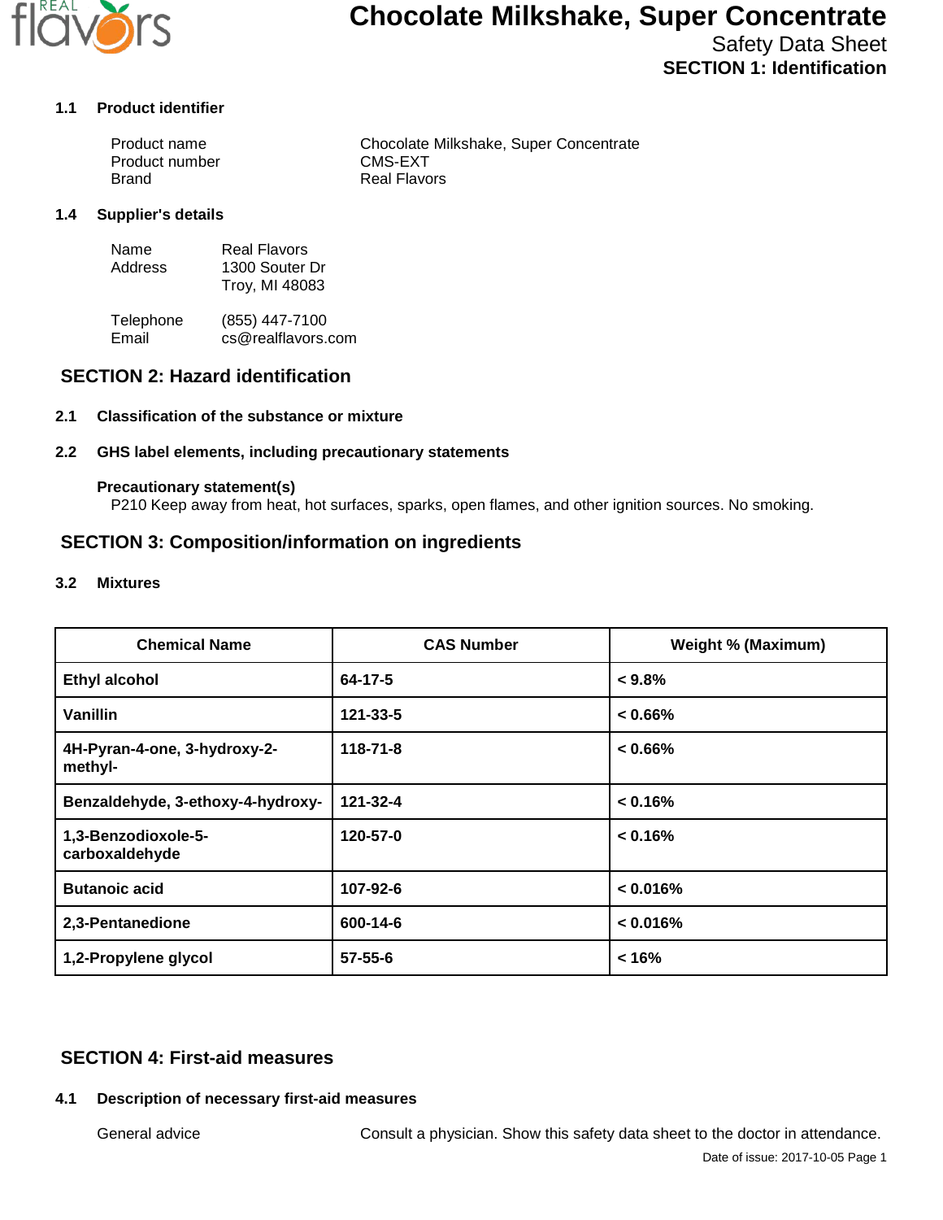# Chocolate Milkshake, Super Concentrate

Safety Data Sheet

**SECTION 1: Identification**

### 1.1 Product identifier

| | |
|---|---|
| Product name | Chocolate Milkshake, Super Concentrate |
| Product number | CMS-EXT |
| Brand | Real Flavors |

### 1.4 Supplier's details

Name: Real Flavors
Address: 1300 Souter Dr
Troy, MI 48083

Telephone: (855) 447-7100
Email: cs@realflavors.com

## SECTION 2: Hazard identification

### 2.1 Classification of the substance or mixture

### 2.2 GHS label elements, including precautionary statements

**Precautionary statement(s)**

P210 Keep away from heat, hot surfaces, sparks, open flames, and other ignition sources. No smoking.

## SECTION 3: Composition/information on ingredients

### 3.2 Mixtures

| Chemical Name | CAS Number | Weight % (Maximum) |
|---|---|---|
| Ethyl alcohol | 64-17-5 | < 9.8% |
| Vanillin | 121-33-5 | < 0.66% |
| 4H-Pyran-4-one, 3-hydroxy-2-methyl- | 118-71-8 | < 0.66% |
| Benzaldehyde, 3-ethoxy-4-hydroxy- | 121-32-4 | < 0.16% |
| 1,3-Benzodioxole-5-carboxaldehyde | 120-57-0 | < 0.16% |
| Butanoic acid | 107-92-6 | < 0.016% |
| 2,3-Pentanedione | 600-14-6 | < 0.016% |
| 1,2-Propylene glycol | 57-55-6 | < 16% |

## SECTION 4: First-aid measures

### 4.1 Description of necessary first-aid measures

General advice: Consult a physician. Show this safety data sheet to the doctor in attendance.

Date of issue: 2017-10-05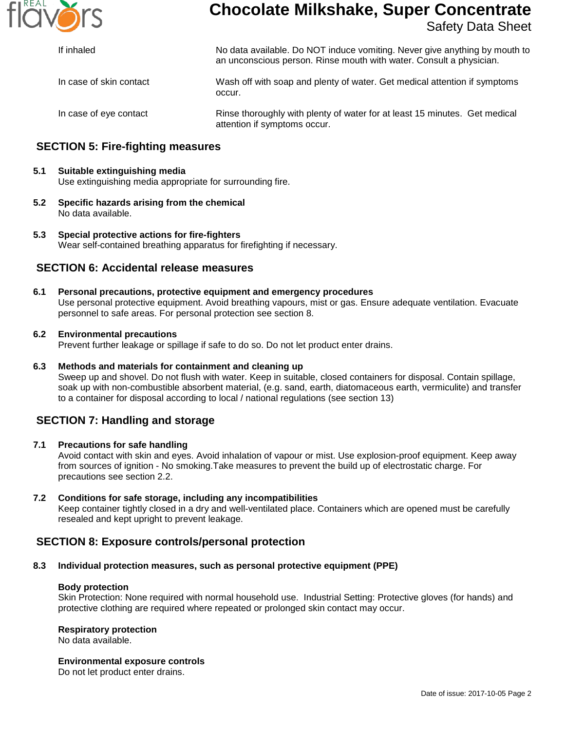| | |
|---|---|
| If inhaled | No data available. Do NOT induce vomiting. Never give anything by mouth to an unconscious person. Rinse mouth with water. Consult a physician. |
| In case of skin contact | Wash off with soap and plenty of water. Get medical attention if symptoms occur. |
| In case of eye contact | Rinse thoroughly with plenty of water for at least 15 minutes. Get medical attention if symptoms occur. |

## SECTION 5: Fire-fighting measures

**5.1 Suitable extinguishing media**
Use extinguishing media appropriate for surrounding fire.

**5.2 Specific hazards arising from the chemical**
No data available.

**5.3 Special protective actions for fire-fighters**
Wear self-contained breathing apparatus for firefighting if necessary.

## SECTION 6: Accidental release measures

**6.1 Personal precautions, protective equipment and emergency procedures**
Use personal protective equipment. Avoid breathing vapours, mist or gas. Ensure adequate ventilation. Evacuate personnel to safe areas. For personal protection see section 8.

**6.2 Environmental precautions**
Prevent further leakage or spillage if safe to do so. Do not let product enter drains.

**6.3 Methods and materials for containment and cleaning up**
Sweep up and shovel. Do not flush with water. Keep in suitable, closed containers for disposal. Contain spillage, soak up with non-combustible absorbent material, (e.g. sand, earth, diatomaceous earth, vermiculite) and transfer to a container for disposal according to local / national regulations (see section 13)

## SECTION 7: Handling and storage

**7.1 Precautions for safe handling**
Avoid contact with skin and eyes. Avoid inhalation of vapour or mist. Use explosion-proof equipment. Keep away from sources of ignition - No smoking.Take measures to prevent the build up of electrostatic charge. For precautions see section 2.2.

**7.2 Conditions for safe storage, including any incompatibilities**
Keep container tightly closed in a dry and well-ventilated place. Containers which are opened must be carefully resealed and kept upright to prevent leakage.

## SECTION 8: Exposure controls/personal protection

**8.3 Individual protection measures, such as personal protective equipment (PPE)**

**Body protection**
Skin Protection: None required with normal household use. Industrial Setting: Protective gloves (for hands) and protective clothing are required where repeated or prolonged skin contact may occur.

**Respiratory protection**
No data available.

**Environmental exposure controls**
Do not let product enter drains.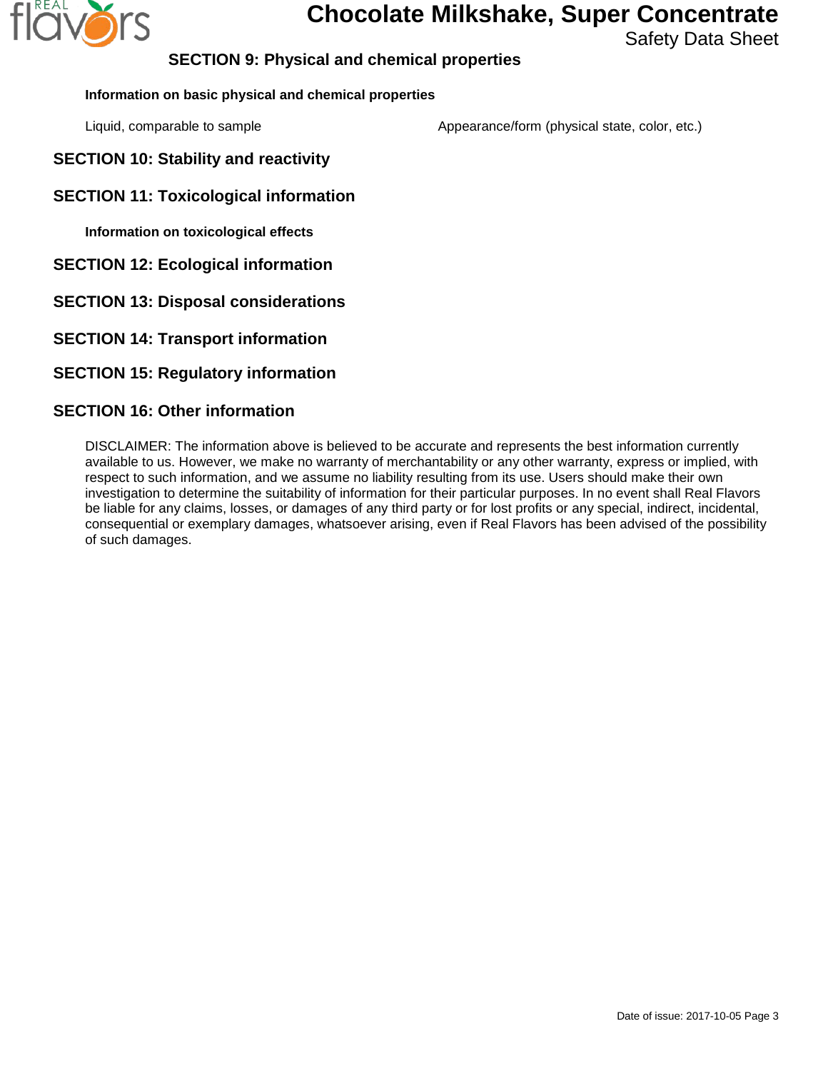## SECTION 9: Physical and chemical properties

**Information on basic physical and chemical properties**

| | |
|---|---|
| Liquid, comparable to sample | Appearance/form (physical state, color, etc.) |

## SECTION 10: Stability and reactivity

## SECTION 11: Toxicological information

**Information on toxicological effects**

## SECTION 12: Ecological information

## SECTION 13: Disposal considerations

## SECTION 14: Transport information

## SECTION 15: Regulatory information

## SECTION 16: Other information

DISCLAIMER: The information above is believed to be accurate and represents the best information currently available to us. However, we make no warranty of merchantability or any other warranty, express or implied, with respect to such information, and we assume no liability resulting from its use. Users should make their own investigation to determine the suitability of information for their particular purposes. In no event shall Real Flavors be liable for any claims, losses, or damages of any third party or for lost profits or any special, indirect, incidental, consequential or exemplary damages, whatsoever arising, even if Real Flavors has been advised of the possibility of such damages.